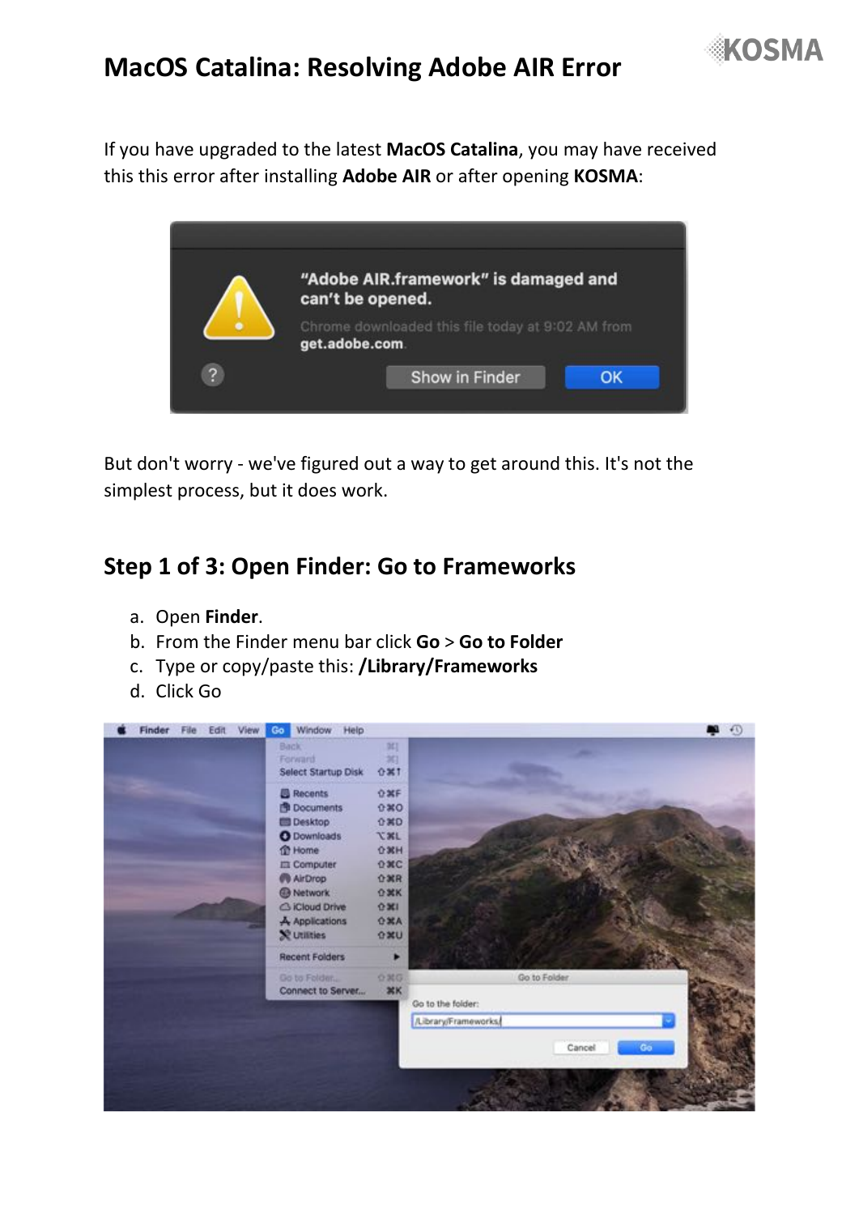# MacOS Catalina: Resolving Adobe AIR Error

If you have upgraded to the latest **MacOS Catalina**, you may have received this this error after installing **Adobe AIR** or after opening **KOSMA**:

But don't worry - we've figured out a way to get around this. It's not the simplest process, but it does work.

## Step 1 of 3: Open Finder: Go to Frameworks

a. Open **Finder**.
b. From the Finder menu bar click **Go** > **Go to Folder**
c. Type or copy/paste this: **/Library/Frameworks**
d. Click Go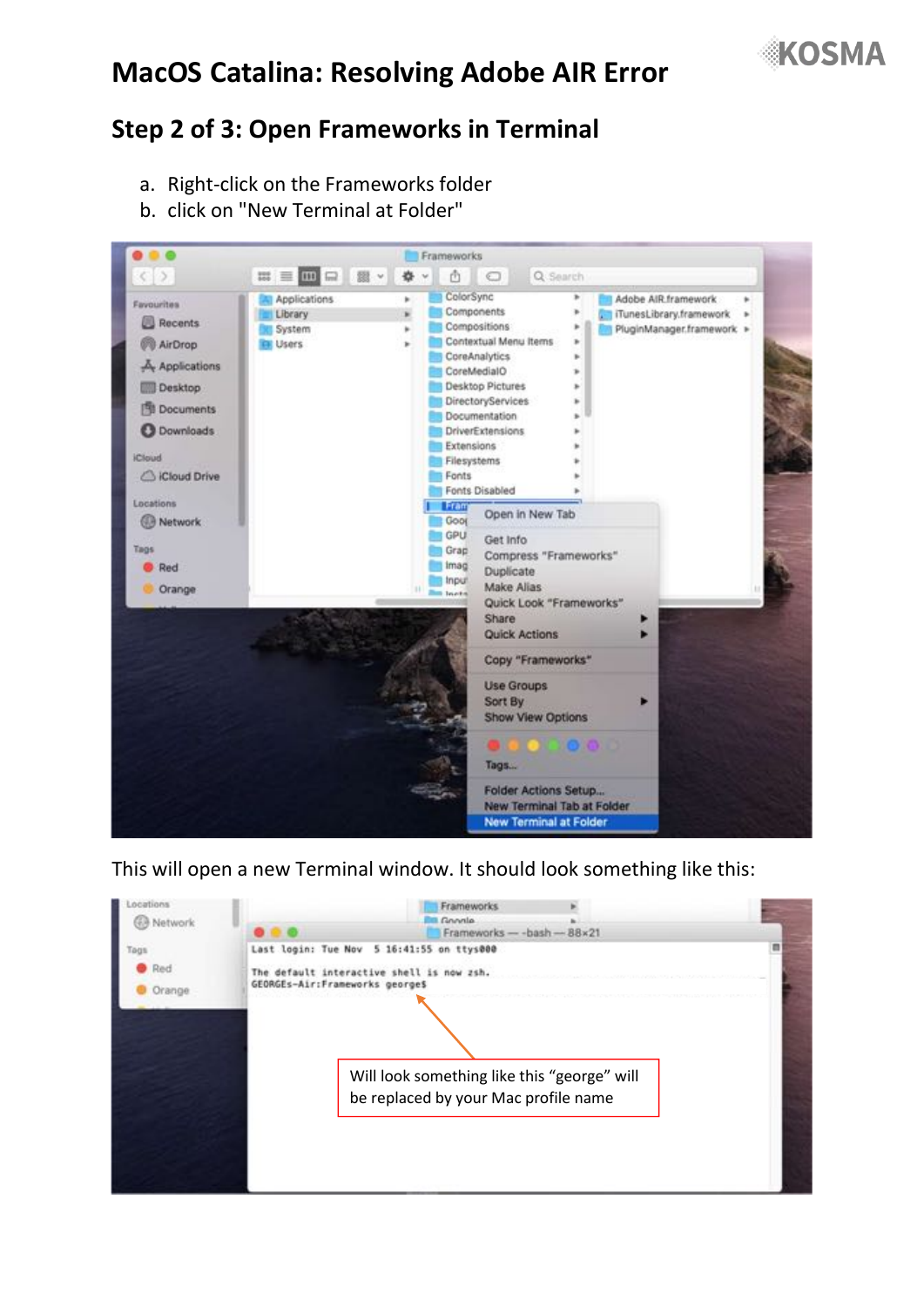# MacOS Catalina: Resolving Adobe AIR Error

## Step 2 of 3: Open Frameworks in Terminal

a. Right-click on the Frameworks folder
b. click on "New Terminal at Folder"

This will open a new Terminal window. It should look something like this:

Will look something like this "george" will be replaced by your Mac profile name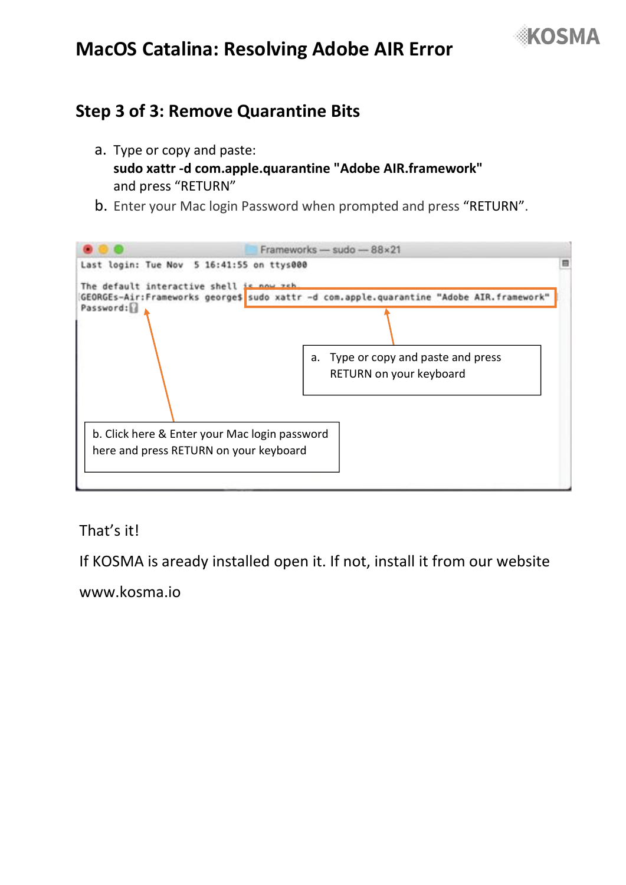# MacOS Catalina: Resolving Adobe AIR Error

## Step 3 of 3: Remove Quarantine Bits

a. Type or copy and paste:
   **sudo xattr -d com.apple.quarantine "Adobe AIR.framework"**
   and press "RETURN"

b. Enter your Mac login Password when prompted and press "RETURN".

```
Last login: Tue Nov  5 16:41:55 on ttys000

The default interactive shell is now zsh.
GEORGEs-Air:Frameworks george$ sudo xattr -d com.apple.quarantine "Adobe AIR.framework"
Password:
```

a. Type or copy and paste and press RETURN on your keyboard

b. Click here & Enter your Mac login password here and press RETURN on your keyboard

That's it!

If KOSMA is aready installed open it. If not, install it from our website

www.kosma.io